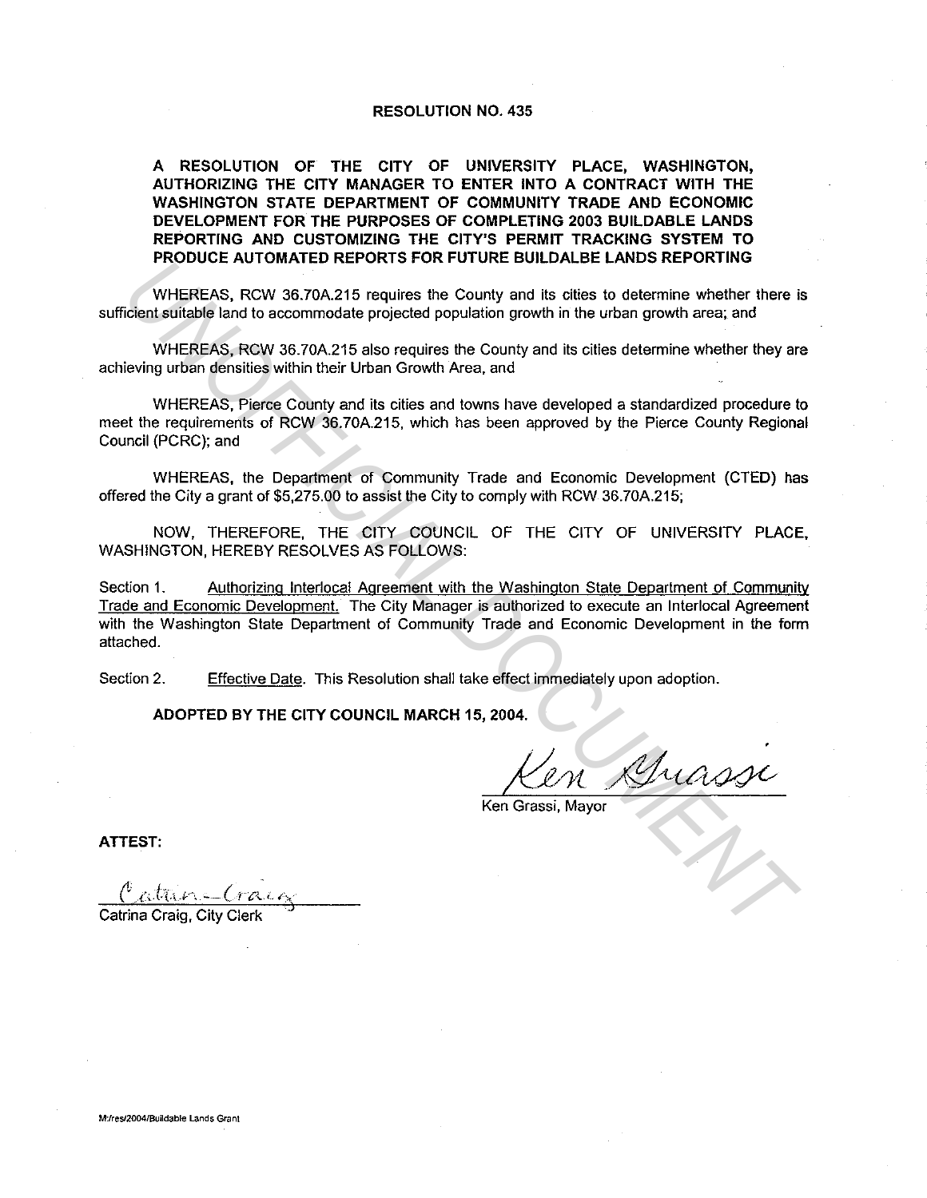# RESOLUTION NO. 435

**A RESOLUTION OF THE CITY OF UNIVERSITY PLACE, WASHINGTON, AUTHORIZING THE CITY MANAGER TO ENTER INTO A CONTRACT WITH THE WASHINGTON STATE DEPARTMENT OF COMMUNITY TRADE AND ECONOMIC DEVELOPMENT FOR THE PURPOSES OF COMPLETING 2003 BUILDABLE LANDS REPORTING AND CUSTOMIZING THE CITY'S PERMIT TRACKING SYSTEM TO PRODUCE AUTOMATED REPORTS FOR FUTURE BUILDALBE LANDS REPORTING**

WHEREAS, RCW 36.70A.215 requires the County and its cities to determine whether there is sufficient suitable land to accommodate projected population growth in the urban growth area; and

WHEREAS, RCW 36.70A.215 also requires the County and its cities determine whether they are achieving urban densities within their Urban Growth Area, and

WHEREAS, Pierce County and its cities and towns have developed a standardized procedure to meet the requirements of RCW 36.70A.215, which has been approved by the Pierce County Regional Council (PCRC); and

WHEREAS, the Department of Community Trade and Economic Development (CTED) has offered the City a grant of $5,275.00 to assist the City to comply with RCW 36.70A.215;

NOW, THEREFORE, THE CITY COUNCIL OF THE CITY OF UNIVERSITY PLACE, WASHINGTON, HEREBY RESOLVES AS FOLLOWS:

Section 1. Authorizing Interlocal Agreement with the Washington State Department of Community Trade and Economic Development. The City Manager is authorized to execute an Interlocal Agreement with the Washington State Department of Community Trade and Economic Development in the form attached.

Section 2. Effective Date. This Resolution shall take effect immediately upon adoption.

**ADOPTED BY THE CITY COUNCIL MARCH 15, 2004.**

Ken Grassi

Ken Grassi, Mayor

**ATTEST:**

Catrina Craig

Catrina Craig, City Clerk

M:/res/2004/Buildable Lands Grant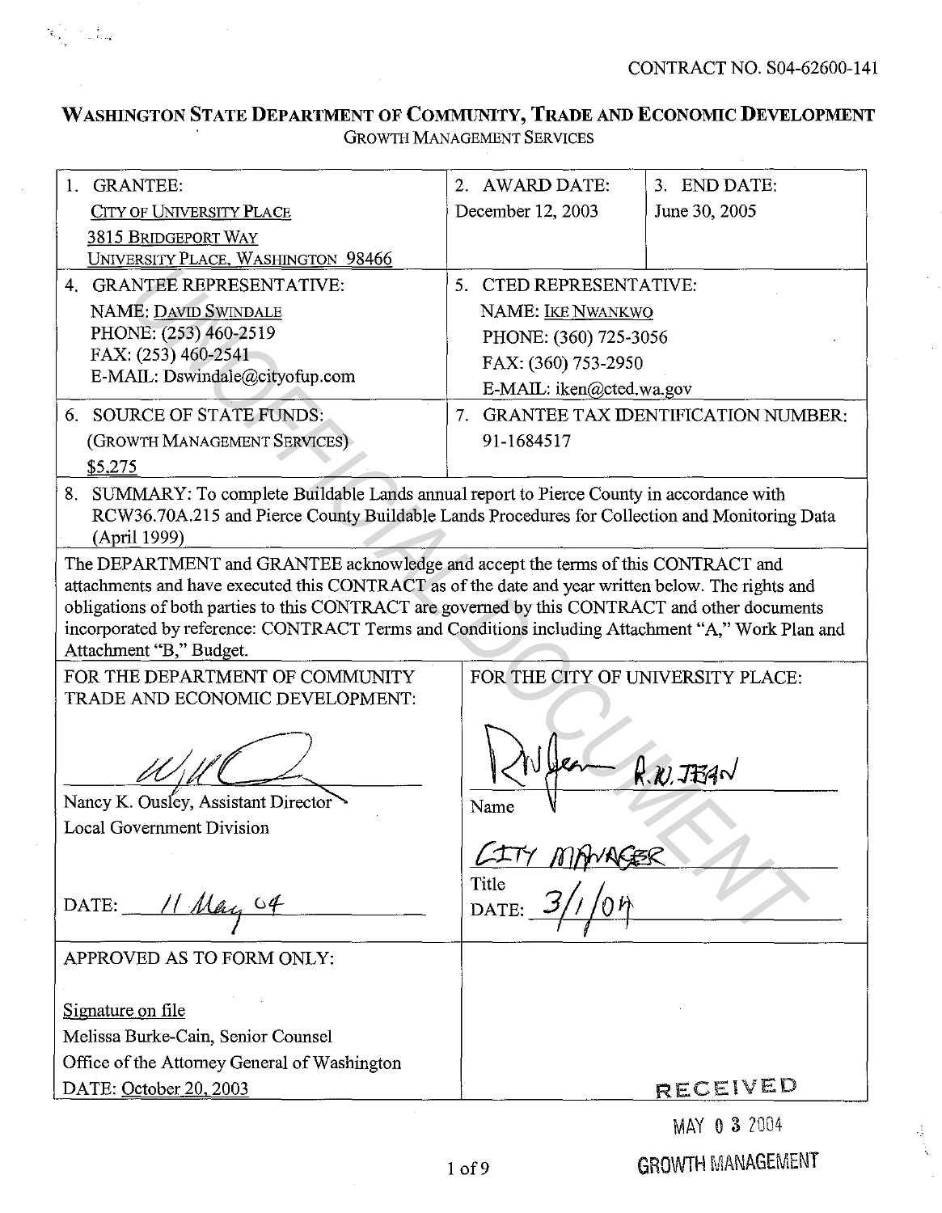CONTRACT NO. S04-62600-141

# WASHINGTON STATE DEPARTMENT OF COMMUNITY, TRADE AND ECONOMIC DEVELOPMENT

GROWTH MANAGEMENT SERVICES

| 1. GRANTEE: | 2. AWARD DATE: | 3. END DATE: |
|---|---|---|
| CITY OF UNIVERSITY PLACE<br>3815 BRIDGEPORT WAY<br>UNIVERSITY PLACE, WASHINGTON 98466 | December 12, 2003 | June 30, 2005 |
| 4. GRANTEE REPRESENTATIVE:<br>NAME: DAVID SWINDALE<br>PHONE: (253) 460-2519<br>FAX: (253) 460-2541<br>E-MAIL: Dswindale@cityofup.com | 5. CTED REPRESENTATIVE:<br>NAME: IKE NWANKWO<br>PHONE: (360) 725-3056<br>FAX: (360) 753-2950<br>E-MAIL: iken@cted.wa.gov | |
| 6. SOURCE OF STATE FUNDS:<br>(GROWTH MANAGEMENT SERVICES)<br>$5,275 | 7. GRANTEE TAX IDENTIFICATION NUMBER:<br>91-1684517 | |

8. SUMMARY: To complete Buildable Lands annual report to Pierce County in accordance with RCW36.70A.215 and Pierce County Buildable Lands Procedures for Collection and Monitoring Data (April 1999)

The DEPARTMENT and GRANTEE acknowledge and accept the terms of this CONTRACT and attachments and have executed this CONTRACT as of the date and year written below. The rights and obligations of both parties to this CONTRACT are governed by this CONTRACT and other documents incorporated by reference: CONTRACT Terms and Conditions including Attachment "A," Work Plan and Attachment "B," Budget.

| FOR THE DEPARTMENT OF COMMUNITY TRADE AND ECONOMIC DEVELOPMENT: | FOR THE CITY OF UNIVERSITY PLACE: |
|---|---|
| [signature]<br>Nancy K. Ousley, Assistant Director<br>Local Government Division<br><br>DATE: 11 May 04 | [signature] R.W. JEAN<br>Name<br><br>CITY MANAGER<br>Title<br>DATE: 3/1/04 |
| APPROVED AS TO FORM ONLY:<br><br>Signature on file<br>Melissa Burke-Cain, Senior Counsel<br>Office of the Attorney General of Washington<br>DATE: October 20, 2003 | RECEIVED |

MAY 03 2004

GROWTH MANAGEMENT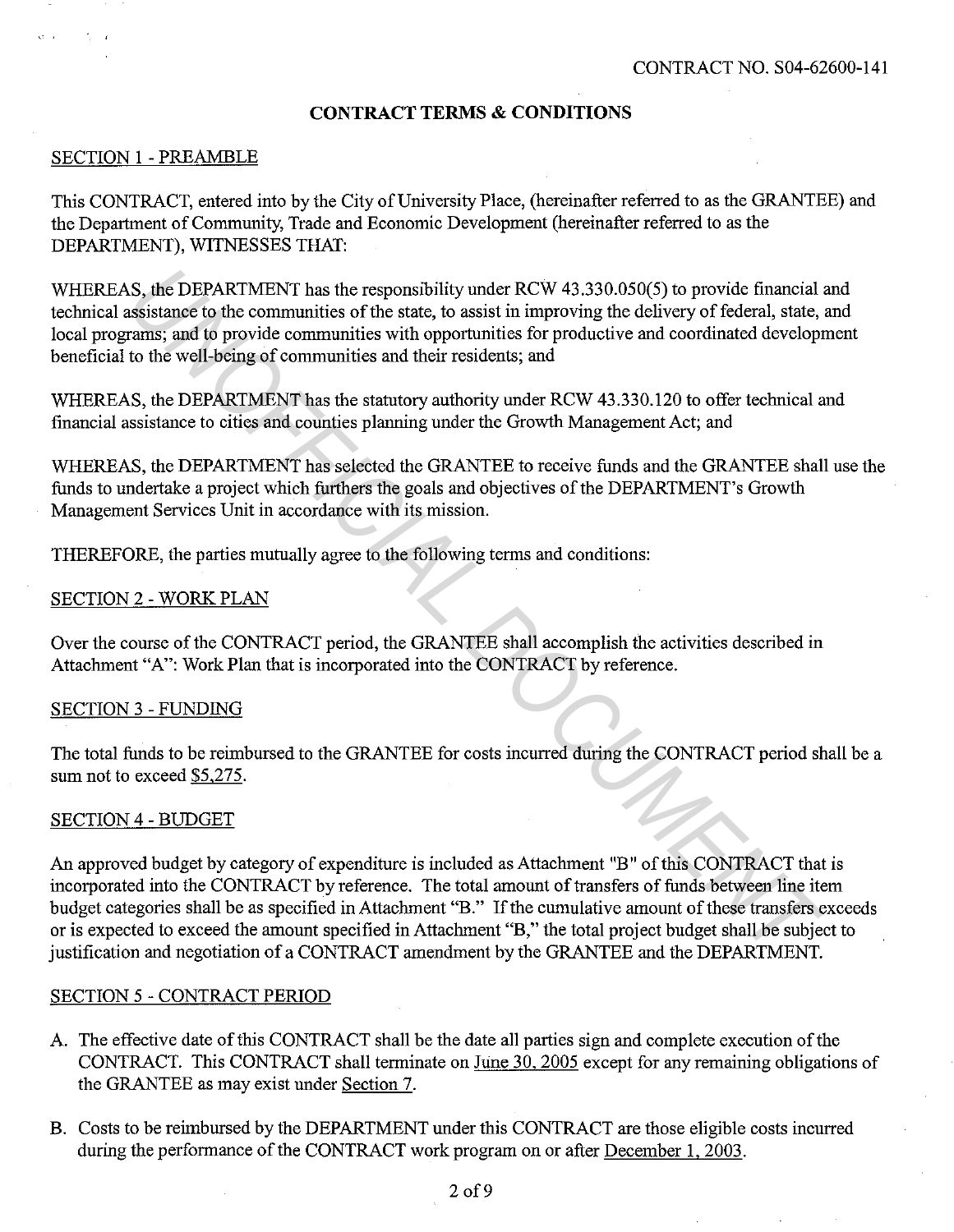CONTRACT NO. S04-62600-141

## CONTRACT TERMS & CONDITIONS

### SECTION 1 - PREAMBLE

This CONTRACT, entered into by the City of University Place, (hereinafter referred to as the GRANTEE) and the Department of Community, Trade and Economic Development (hereinafter referred to as the DEPARTMENT), WITNESSES THAT:

WHEREAS, the DEPARTMENT has the responsibility under RCW 43.330.050(5) to provide financial and technical assistance to the communities of the state, to assist in improving the delivery of federal, state, and local programs; and to provide communities with opportunities for productive and coordinated development beneficial to the well-being of communities and their residents; and

WHEREAS, the DEPARTMENT has the statutory authority under RCW 43.330.120 to offer technical and financial assistance to cities and counties planning under the Growth Management Act; and

WHEREAS, the DEPARTMENT has selected the GRANTEE to receive funds and the GRANTEE shall use the funds to undertake a project which furthers the goals and objectives of the DEPARTMENT's Growth Management Services Unit in accordance with its mission.

THEREFORE, the parties mutually agree to the following terms and conditions:

### SECTION 2 - WORK PLAN

Over the course of the CONTRACT period, the GRANTEE shall accomplish the activities described in Attachment "A": Work Plan that is incorporated into the CONTRACT by reference.

### SECTION 3 - FUNDING

The total funds to be reimbursed to the GRANTEE for costs incurred during the CONTRACT period shall be a sum not to exceed $5,275.

### SECTION 4 - BUDGET

An approved budget by category of expenditure is included as Attachment "B" of this CONTRACT that is incorporated into the CONTRACT by reference. The total amount of transfers of funds between line item budget categories shall be as specified in Attachment "B." If the cumulative amount of these transfers exceeds or is expected to exceed the amount specified in Attachment "B," the total project budget shall be subject to justification and negotiation of a CONTRACT amendment by the GRANTEE and the DEPARTMENT.

### SECTION 5 - CONTRACT PERIOD

A. The effective date of this CONTRACT shall be the date all parties sign and complete execution of the CONTRACT. This CONTRACT shall terminate on June 30, 2005 except for any remaining obligations of the GRANTEE as may exist under Section 7.

B. Costs to be reimbursed by the DEPARTMENT under this CONTRACT are those eligible costs incurred during the performance of the CONTRACT work program on or after December 1, 2003.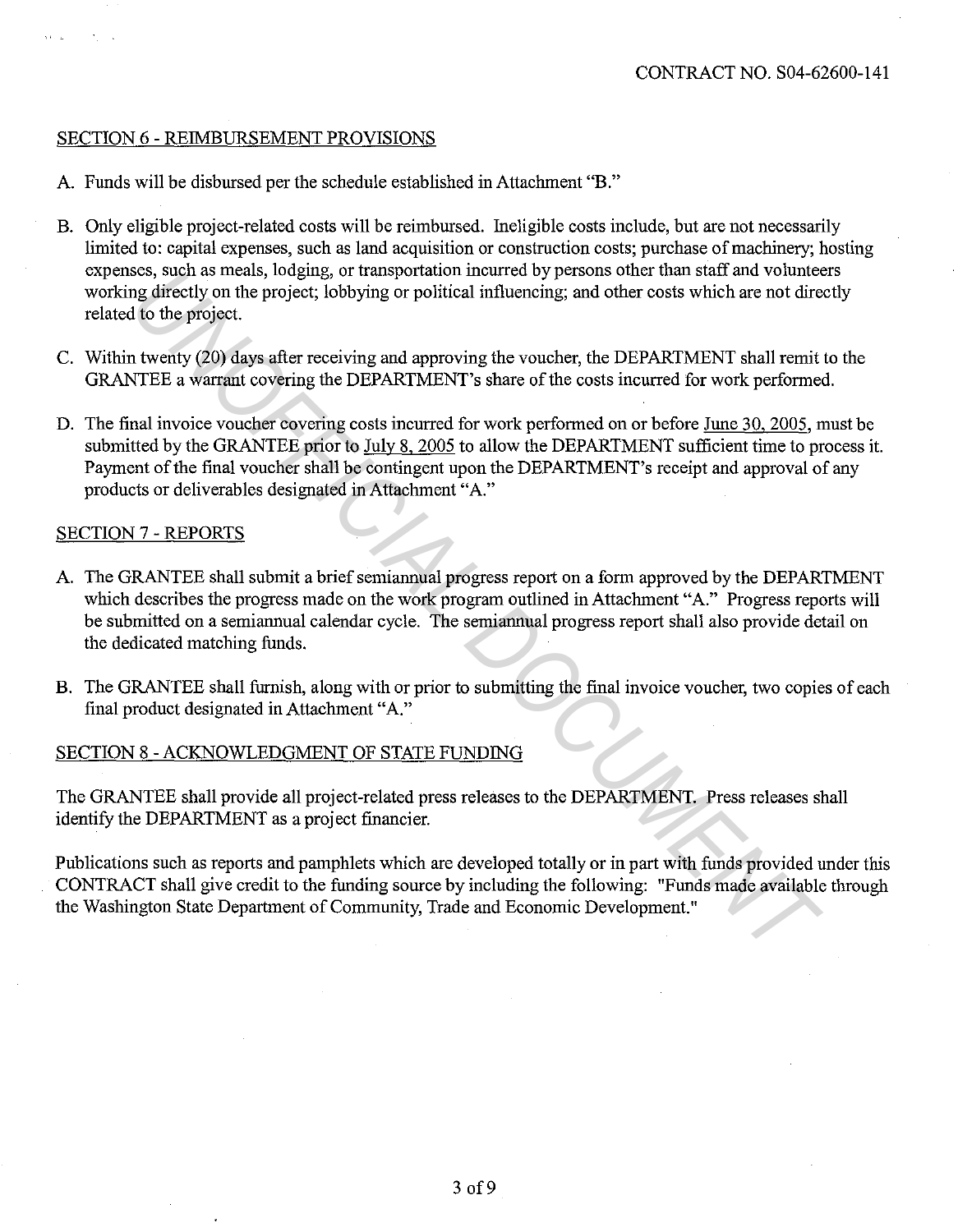## SECTION 6 - REIMBURSEMENT PROVISIONS

A. Funds will be disbursed per the schedule established in Attachment "B."

B. Only eligible project-related costs will be reimbursed. Ineligible costs include, but are not necessarily limited to: capital expenses, such as land acquisition or construction costs; purchase of machinery; hosting expenses, such as meals, lodging, or transportation incurred by persons other than staff and volunteers working directly on the project; lobbying or political influencing; and other costs which are not directly related to the project.

C. Within twenty (20) days after receiving and approving the voucher, the DEPARTMENT shall remit to the GRANTEE a warrant covering the DEPARTMENT's share of the costs incurred for work performed.

D. The final invoice voucher covering costs incurred for work performed on or before June 30, 2005, must be submitted by the GRANTEE prior to July 8, 2005 to allow the DEPARTMENT sufficient time to process it. Payment of the final voucher shall be contingent upon the DEPARTMENT's receipt and approval of any products or deliverables designated in Attachment "A."

## SECTION 7 - REPORTS

A. The GRANTEE shall submit a brief semiannual progress report on a form approved by the DEPARTMENT which describes the progress made on the work program outlined in Attachment "A." Progress reports will be submitted on a semiannual calendar cycle. The semiannual progress report shall also provide detail on the dedicated matching funds.

B. The GRANTEE shall furnish, along with or prior to submitting the final invoice voucher, two copies of each final product designated in Attachment "A."

## SECTION 8 - ACKNOWLEDGMENT OF STATE FUNDING

The GRANTEE shall provide all project-related press releases to the DEPARTMENT. Press releases shall identify the DEPARTMENT as a project financier.

Publications such as reports and pamphlets which are developed totally or in part with funds provided under this CONTRACT shall give credit to the funding source by including the following: "Funds made available through the Washington State Department of Community, Trade and Economic Development."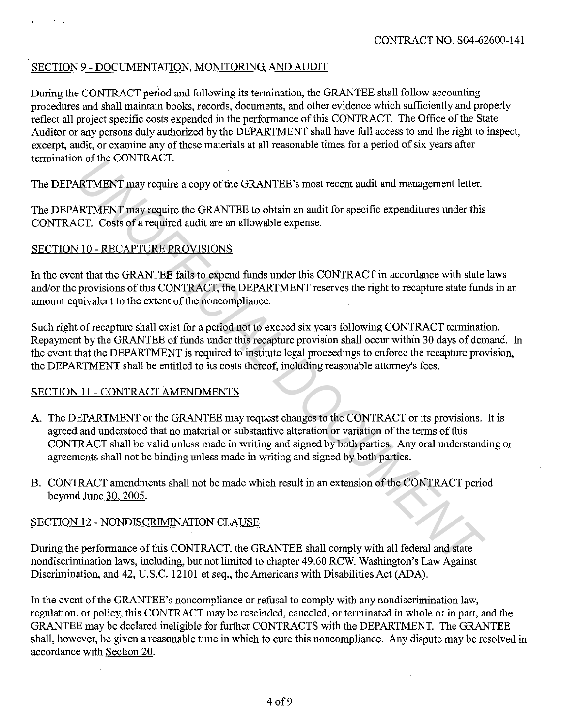## SECTION 9 - DOCUMENTATION, MONITORING, AND AUDIT

During the CONTRACT period and following its termination, the GRANTEE shall follow accounting procedures and shall maintain books, records, documents, and other evidence which sufficiently and properly reflect all project specific costs expended in the performance of this CONTRACT. The Office of the State Auditor or any persons duly authorized by the DEPARTMENT shall have full access to and the right to inspect, excerpt, audit, or examine any of these materials at all reasonable times for a period of six years after termination of the CONTRACT.

The DEPARTMENT may require a copy of the GRANTEE's most recent audit and management letter.

The DEPARTMENT may require the GRANTEE to obtain an audit for specific expenditures under this CONTRACT. Costs of a required audit are an allowable expense.

## SECTION 10 - RECAPTURE PROVISIONS

In the event that the GRANTEE fails to expend funds under this CONTRACT in accordance with state laws and/or the provisions of this CONTRACT, the DEPARTMENT reserves the right to recapture state funds in an amount equivalent to the extent of the noncompliance.

Such right of recapture shall exist for a period not to exceed six years following CONTRACT termination. Repayment by the GRANTEE of funds under this recapture provision shall occur within 30 days of demand. In the event that the DEPARTMENT is required to institute legal proceedings to enforce the recapture provision, the DEPARTMENT shall be entitled to its costs thereof, including reasonable attorney's fees.

## SECTION 11 - CONTRACT AMENDMENTS

A. The DEPARTMENT or the GRANTEE may request changes to the CONTRACT or its provisions. It is agreed and understood that no material or substantive alteration or variation of the terms of this CONTRACT shall be valid unless made in writing and signed by both parties. Any oral understanding or agreements shall not be binding unless made in writing and signed by both parties.

B. CONTRACT amendments shall not be made which result in an extension of the CONTRACT period beyond June 30, 2005.

## SECTION 12 - NONDISCRIMINATION CLAUSE

During the performance of this CONTRACT, the GRANTEE shall comply with all federal and state nondiscrimination laws, including, but not limited to chapter 49.60 RCW. Washington's Law Against Discrimination, and 42, U.S.C. 12101 *et seq.*, the Americans with Disabilities Act (ADA).

In the event of the GRANTEE's noncompliance or refusal to comply with any nondiscrimination law, regulation, or policy, this CONTRACT may be rescinded, canceled, or terminated in whole or in part, and the GRANTEE may be declared ineligible for further CONTRACTS with the DEPARTMENT. The GRANTEE shall, however, be given a reasonable time in which to cure this noncompliance. Any dispute may be resolved in accordance with Section 20.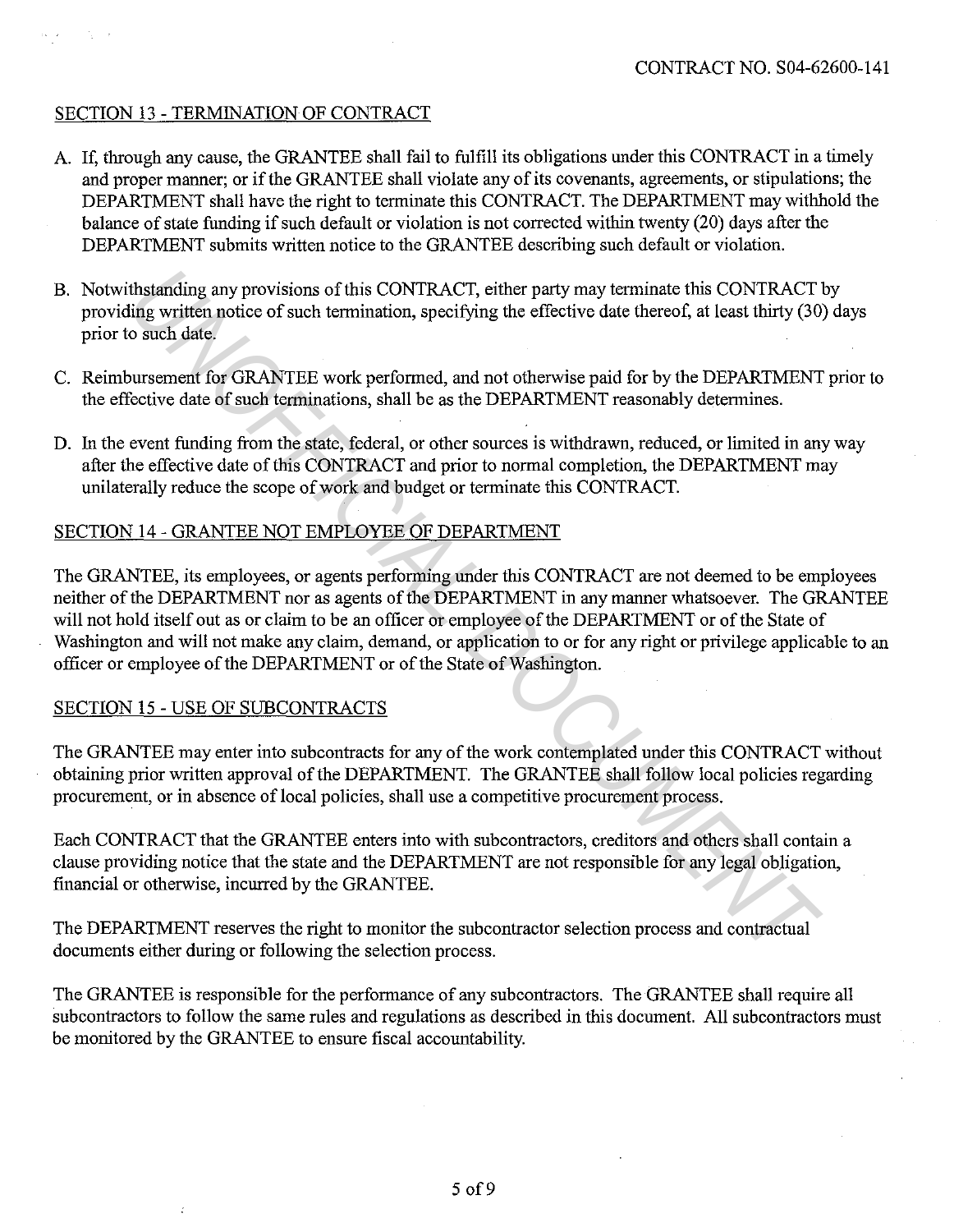## SECTION 13 - TERMINATION OF CONTRACT

A. If, through any cause, the GRANTEE shall fail to fulfill its obligations under this CONTRACT in a timely and proper manner; or if the GRANTEE shall violate any of its covenants, agreements, or stipulations; the DEPARTMENT shall have the right to terminate this CONTRACT. The DEPARTMENT may withhold the balance of state funding if such default or violation is not corrected within twenty (20) days after the DEPARTMENT submits written notice to the GRANTEE describing such default or violation.

B. Notwithstanding any provisions of this CONTRACT, either party may terminate this CONTRACT by providing written notice of such termination, specifying the effective date thereof, at least thirty (30) days prior to such date.

C. Reimbursement for GRANTEE work performed, and not otherwise paid for by the DEPARTMENT prior to the effective date of such terminations, shall be as the DEPARTMENT reasonably determines.

D. In the event funding from the state, federal, or other sources is withdrawn, reduced, or limited in any way after the effective date of this CONTRACT and prior to normal completion, the DEPARTMENT may unilaterally reduce the scope of work and budget or terminate this CONTRACT.

## SECTION 14 - GRANTEE NOT EMPLOYEE OF DEPARTMENT

The GRANTEE, its employees, or agents performing under this CONTRACT are not deemed to be employees neither of the DEPARTMENT nor as agents of the DEPARTMENT in any manner whatsoever. The GRANTEE will not hold itself out as or claim to be an officer or employee of the DEPARTMENT or of the State of Washington and will not make any claim, demand, or application to or for any right or privilege applicable to an officer or employee of the DEPARTMENT or of the State of Washington.

## SECTION 15 - USE OF SUBCONTRACTS

The GRANTEE may enter into subcontracts for any of the work contemplated under this CONTRACT without obtaining prior written approval of the DEPARTMENT. The GRANTEE shall follow local policies regarding procurement, or in absence of local policies, shall use a competitive procurement process.

Each CONTRACT that the GRANTEE enters into with subcontractors, creditors and others shall contain a clause providing notice that the state and the DEPARTMENT are not responsible for any legal obligation, financial or otherwise, incurred by the GRANTEE.

The DEPARTMENT reserves the right to monitor the subcontractor selection process and contractual documents either during or following the selection process.

The GRANTEE is responsible for the performance of any subcontractors. The GRANTEE shall require all subcontractors to follow the same rules and regulations as described in this document. All subcontractors must be monitored by the GRANTEE to ensure fiscal accountability.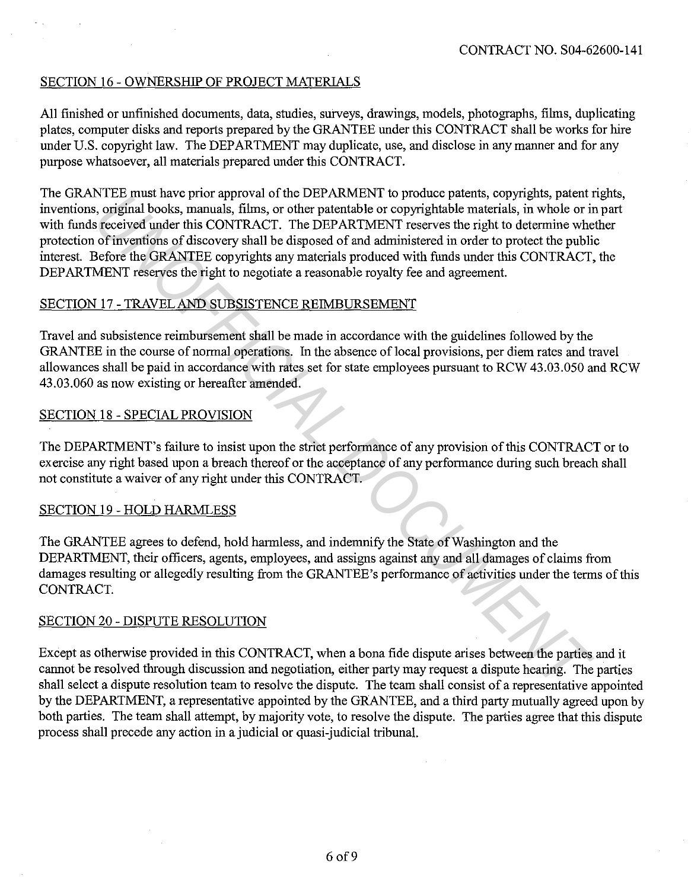SECTION 16 - OWNERSHIP OF PROJECT MATERIALS

All finished or unfinished documents, data, studies, surveys, drawings, models, photographs, films, duplicating plates, computer disks and reports prepared by the GRANTEE under this CONTRACT shall be works for hire under U.S. copyright law. The DEPARTMENT may duplicate, use, and disclose in any manner and for any purpose whatsoever, all materials prepared under this CONTRACT.

The GRANTEE must have prior approval of the DEPARMENT to produce patents, copyrights, patent rights, inventions, original books, manuals, films, or other patentable or copyrightable materials, in whole or in part with funds received under this CONTRACT. The DEPARTMENT reserves the right to determine whether protection of inventions of discovery shall be disposed of and administered in order to protect the public interest. Before the GRANTEE copyrights any materials produced with funds under this CONTRACT, the DEPARTMENT reserves the right to negotiate a reasonable royalty fee and agreement.

SECTION 17 - TRAVEL AND SUBSISTENCE REIMBURSEMENT

Travel and subsistence reimbursement shall be made in accordance with the guidelines followed by the GRANTEE in the course of normal operations. In the absence of local provisions, per diem rates and travel allowances shall be paid in accordance with rates set for state employees pursuant to RCW 43.03.050 and RCW 43.03.060 as now existing or hereafter amended.

SECTION 18 - SPECIAL PROVISION

The DEPARTMENT's failure to insist upon the strict performance of any provision of this CONTRACT or to exercise any right based upon a breach thereof or the acceptance of any performance during such breach shall not constitute a waiver of any right under this CONTRACT.

SECTION 19 - HOLD HARMLESS

The GRANTEE agrees to defend, hold harmless, and indemnify the State of Washington and the DEPARTMENT, their officers, agents, employees, and assigns against any and all damages of claims from damages resulting or allegedly resulting from the GRANTEE's performance of activities under the terms of this CONTRACT.

SECTION 20 - DISPUTE RESOLUTION

Except as otherwise provided in this CONTRACT, when a bona fide dispute arises between the parties and it cannot be resolved through discussion and negotiation, either party may request a dispute hearing. The parties shall select a dispute resolution team to resolve the dispute. The team shall consist of a representative appointed by the DEPARTMENT, a representative appointed by the GRANTEE, and a third party mutually agreed upon by both parties. The team shall attempt, by majority vote, to resolve the dispute. The parties agree that this dispute process shall precede any action in a judicial or quasi-judicial tribunal.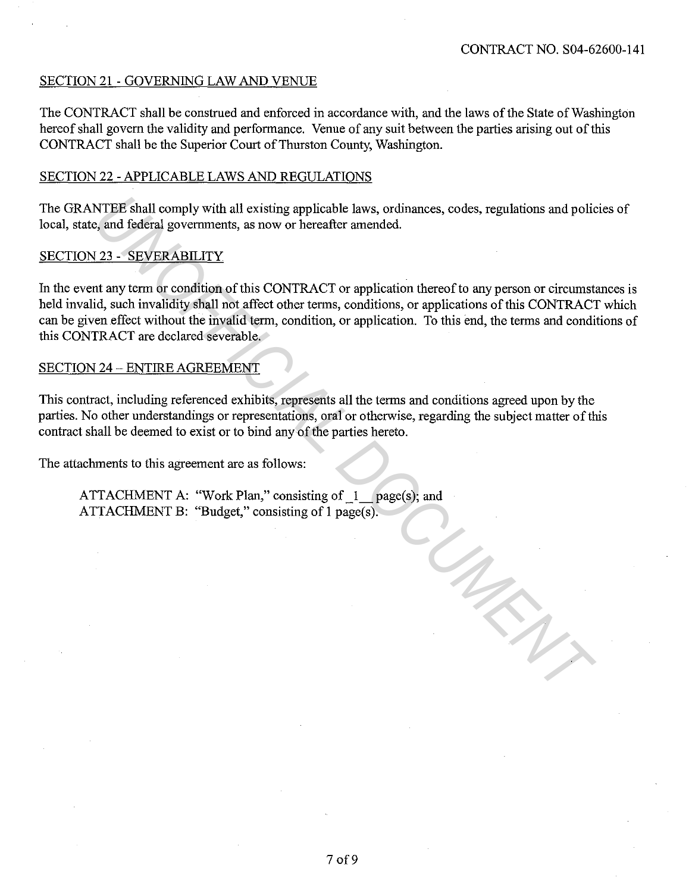## SECTION 21 - GOVERNING LAW AND VENUE

The CONTRACT shall be construed and enforced in accordance with, and the laws of the State of Washington hereof shall govern the validity and performance. Venue of any suit between the parties arising out of this CONTRACT shall be the Superior Court of Thurston County, Washington.

## SECTION 22 - APPLICABLE LAWS AND REGULATIONS

The GRANTEE shall comply with all existing applicable laws, ordinances, codes, regulations and policies of local, state, and federal governments, as now or hereafter amended.

## SECTION 23 - SEVERABILITY

In the event any term or condition of this CONTRACT or application thereof to any person or circumstances is held invalid, such invalidity shall not affect other terms, conditions, or applications of this CONTRACT which can be given effect without the invalid term, condition, or application. To this end, the terms and conditions of this CONTRACT are declared severable.

## SECTION 24 – ENTIRE AGREEMENT

This contract, including referenced exhibits, represents all the terms and conditions agreed upon by the parties. No other understandings or representations, oral or otherwise, regarding the subject matter of this contract shall be deemed to exist or to bind any of the parties hereto.

The attachments to this agreement are as follows:

ATTACHMENT A: "Work Plan," consisting of _1__ page(s); and
ATTACHMENT B: "Budget," consisting of 1 page(s).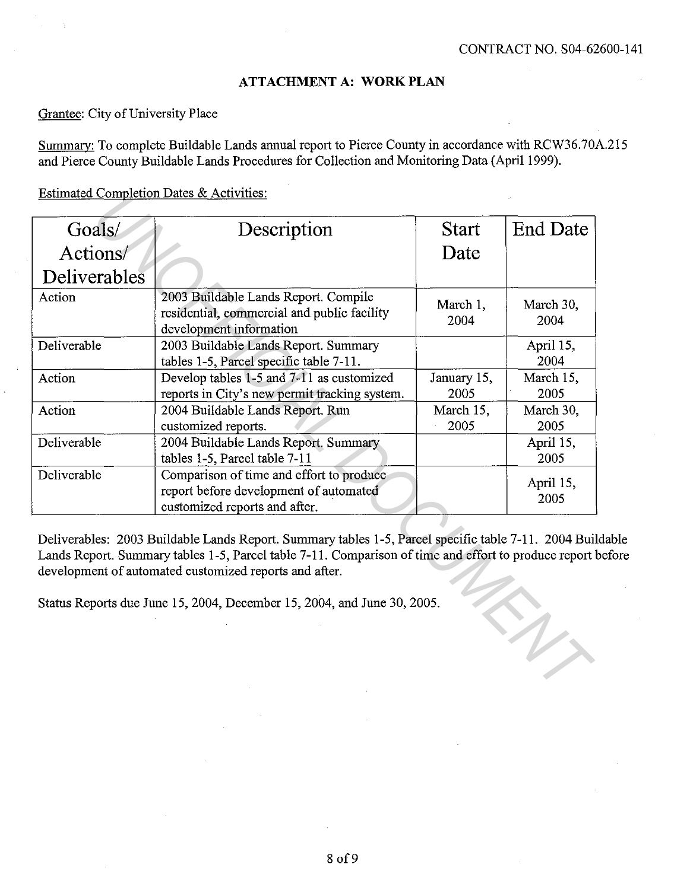CONTRACT NO. S04-62600-141

## ATTACHMENT A: WORK PLAN

Grantee: City of University Place

Summary: To complete Buildable Lands annual report to Pierce County in accordance with RCW36.70A.215 and Pierce County Buildable Lands Procedures for Collection and Monitoring Data (April 1999).

Estimated Completion Dates & Activities:

| Goals/ Actions/ Deliverables | Description | Start Date | End Date |
|---|---|---|---|
| Action | 2003 Buildable Lands Report. Compile residential, commercial and public facility development information | March 1, 2004 | March 30, 2004 |
| Deliverable | 2003 Buildable Lands Report. Summary tables 1-5, Parcel specific table 7-11. | | April 15, 2004 |
| Action | Develop tables 1-5 and 7-11 as customized reports in City's new permit tracking system. | January 15, 2005 | March 15, 2005 |
| Action | 2004 Buildable Lands Report. Run customized reports. | March 15, 2005 | March 30, 2005 |
| Deliverable | 2004 Buildable Lands Report. Summary tables 1-5, Parcel table 7-11 | | April 15, 2005 |
| Deliverable | Comparison of time and effort to produce report before development of automated customized reports and after. | | April 15, 2005 |

Deliverables: 2003 Buildable Lands Report. Summary tables 1-5, Parcel specific table 7-11. 2004 Buildable Lands Report. Summary tables 1-5, Parcel table 7-11. Comparison of time and effort to produce report before development of automated customized reports and after.

Status Reports due June 15, 2004, December 15, 2004, and June 30, 2005.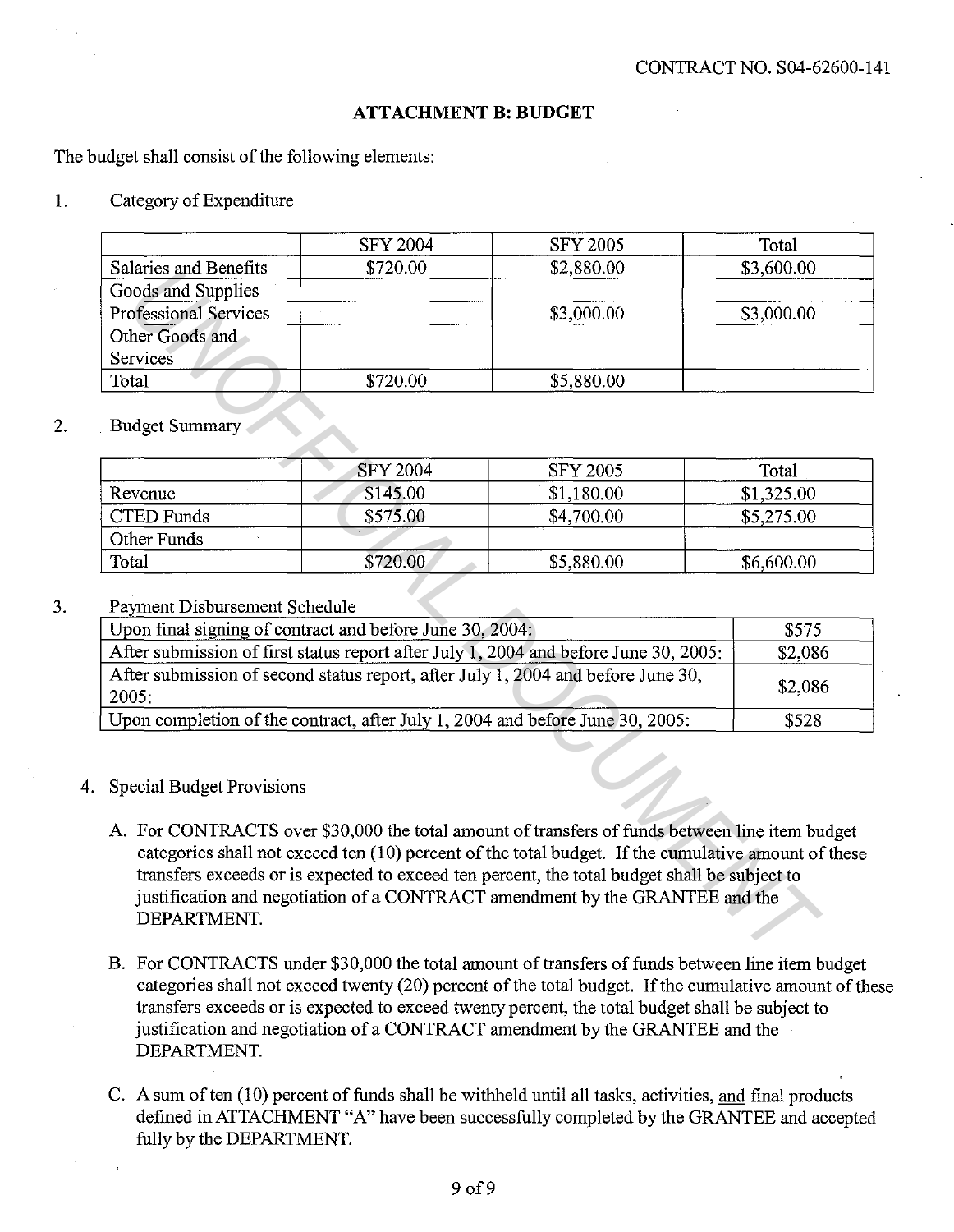CONTRACT NO. S04-62600-141

## ATTACHMENT B: BUDGET

The budget shall consist of the following elements:

1. Category of Expenditure

| | SFY 2004 | SFY 2005 | Total |
|---|---|---|---|
| Salaries and Benefits | $720.00 | $2,880.00 | $3,600.00 |
| Goods and Supplies | | | |
| Professional Services | | $3,000.00 | $3,000.00 |
| Other Goods and Services | | | |
| Total | $720.00 | $5,880.00 | |

2. Budget Summary

| | SFY 2004 | SFY 2005 | Total |
|---|---|---|---|
| Revenue | $145.00 | $1,180.00 | $1,325.00 |
| CTED Funds | $575.00 | $4,700.00 | $5,275.00 |
| Other Funds | | | |
| Total | $720.00 | $5,880.00 | $6,600.00 |

3. Payment Disbursement Schedule

| | |
|---|---|
| Upon final signing of contract and before June 30, 2004: | $575 |
| After submission of first status report after July 1, 2004 and before June 30, 2005: | $2,086 |
| After submission of second status report, after July 1, 2004 and before June 30, 2005: | $2,086 |
| Upon completion of the contract, after July 1, 2004 and before June 30, 2005: | $528 |

4. Special Budget Provisions

A. For CONTRACTS over $30,000 the total amount of transfers of funds between line item budget categories shall not exceed ten (10) percent of the total budget. If the cumulative amount of these transfers exceeds or is expected to exceed ten percent, the total budget shall be subject to justification and negotiation of a CONTRACT amendment by the GRANTEE and the DEPARTMENT.

B. For CONTRACTS under $30,000 the total amount of transfers of funds between line item budget categories shall not exceed twenty (20) percent of the total budget. If the cumulative amount of these transfers exceeds or is expected to exceed twenty percent, the total budget shall be subject to justification and negotiation of a CONTRACT amendment by the GRANTEE and the DEPARTMENT.

C. A sum of ten (10) percent of funds shall be withheld until all tasks, activities, and final products defined in ATTACHMENT "A" have been successfully completed by the GRANTEE and accepted fully by the DEPARTMENT.